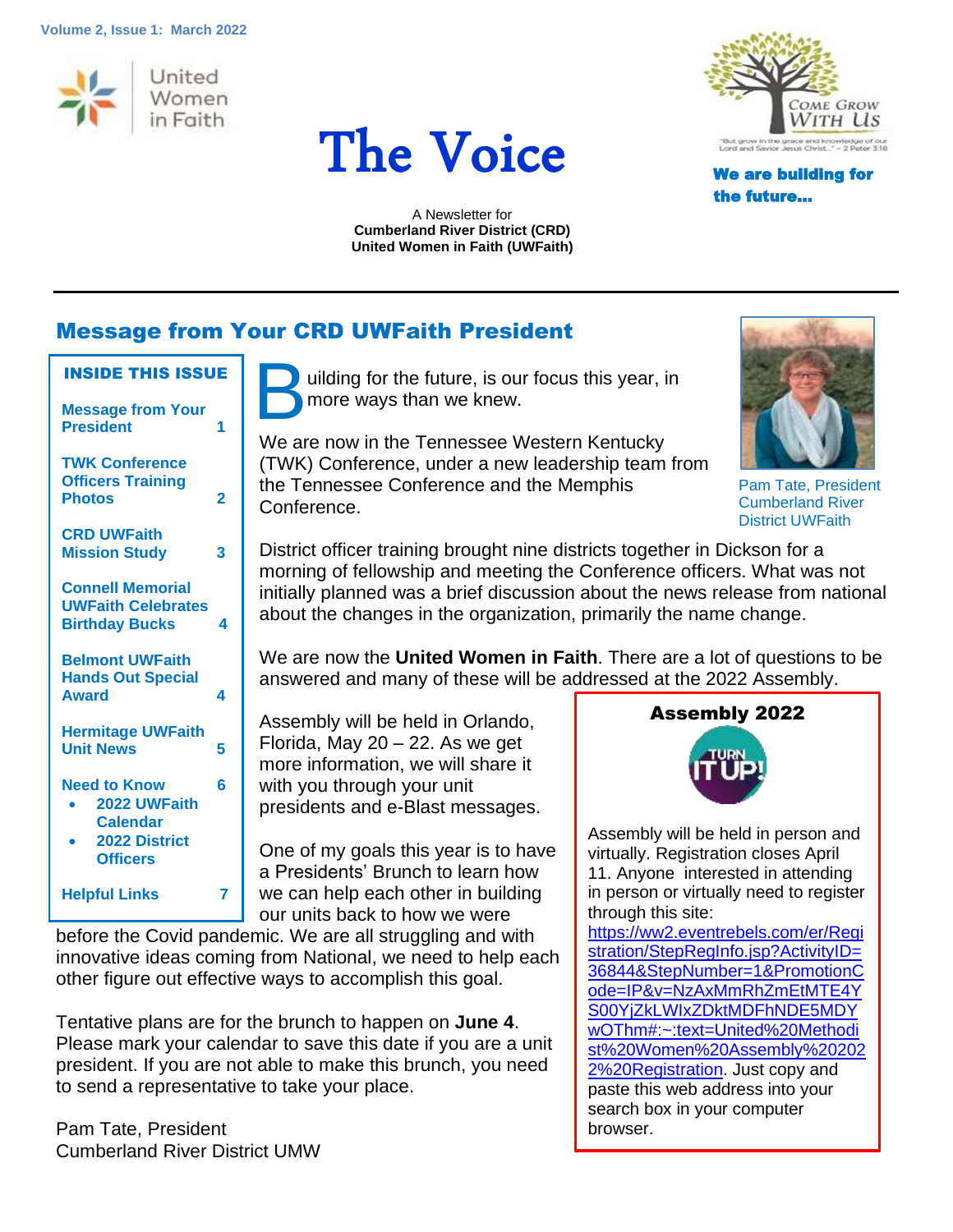Volume 2, Issue 1: March 2022

United Women in Faith

# The Voice

A Newsletter for
**Cumberland River District (CRD)**
**United Women in Faith (UWFaith)**

COME GROW WITH US

"But grow in the grace and knowledge of our Lord and Savior Jesus Christ..." ~ 2 Peter 3:18

**We are building for the future...**

## Message from Your CRD UWFaith President

**INSIDE THIS ISSUE**

| | |
|---|---|
| Message from Your President | 1 |
| TWK Conference Officers Training Photos | 2 |
| CRD UWFaith Mission Study | 3 |
| Connell Memorial UWFaith Celebrates Birthday Bucks | 4 |
| Belmont UWFaith Hands Out Special Award | 4 |
| Hermitage UWFaith Unit News | 5 |
| Need to Know<br>• 2022 UWFaith Calendar<br>• 2022 District Officers | 6 |
| Helpful Links | 7 |

Building for the future, is our focus this year, in more ways than we knew.

We are now in the Tennessee Western Kentucky (TWK) Conference, under a new leadership team from the Tennessee Conference and the Memphis Conference.

Pam Tate, President
Cumberland River
District UWFaith

District officer training brought nine districts together in Dickson for a morning of fellowship and meeting the Conference officers. What was not initially planned was a brief discussion about the news release from national about the changes in the organization, primarily the name change.

We are now the **United Women in Faith**. There are a lot of questions to be answered and many of these will be addressed at the 2022 Assembly.

Assembly will be held in Orlando, Florida, May 20 – 22. As we get more information, we will share it with you through your unit presidents and e-Blast messages.

One of my goals this year is to have a Presidents' Brunch to learn how we can help each other in building our units back to how we were before the Covid pandemic. We are all struggling and with innovative ideas coming from National, we need to help each other figure out effective ways to accomplish this goal.

Tentative plans are for the brunch to happen on **June 4**. Please mark your calendar to save this date if you are a unit president. If you are not able to make this brunch, you need to send a representative to take your place.

Pam Tate, President
Cumberland River District UMW

**Assembly 2022**

TURN IT UP!

Assembly will be held in person and virtually. Registration closes April 11. Anyone interested in attending in person or virtually need to register through this site: https://ww2.eventrebels.com/er/Registration/StepRegInfo.jsp?ActivityID=36844&StepNumber=1&PromotionCode=IP&v=NzAxMmRhZmEtMTE4YS00YjZkLWIxZDktMDFhNDE5MDYwOThm#:~:text=United%20Methodist%20Women%20Assembly%202022%20Registration. Just copy and paste this web address into your search box in your computer browser.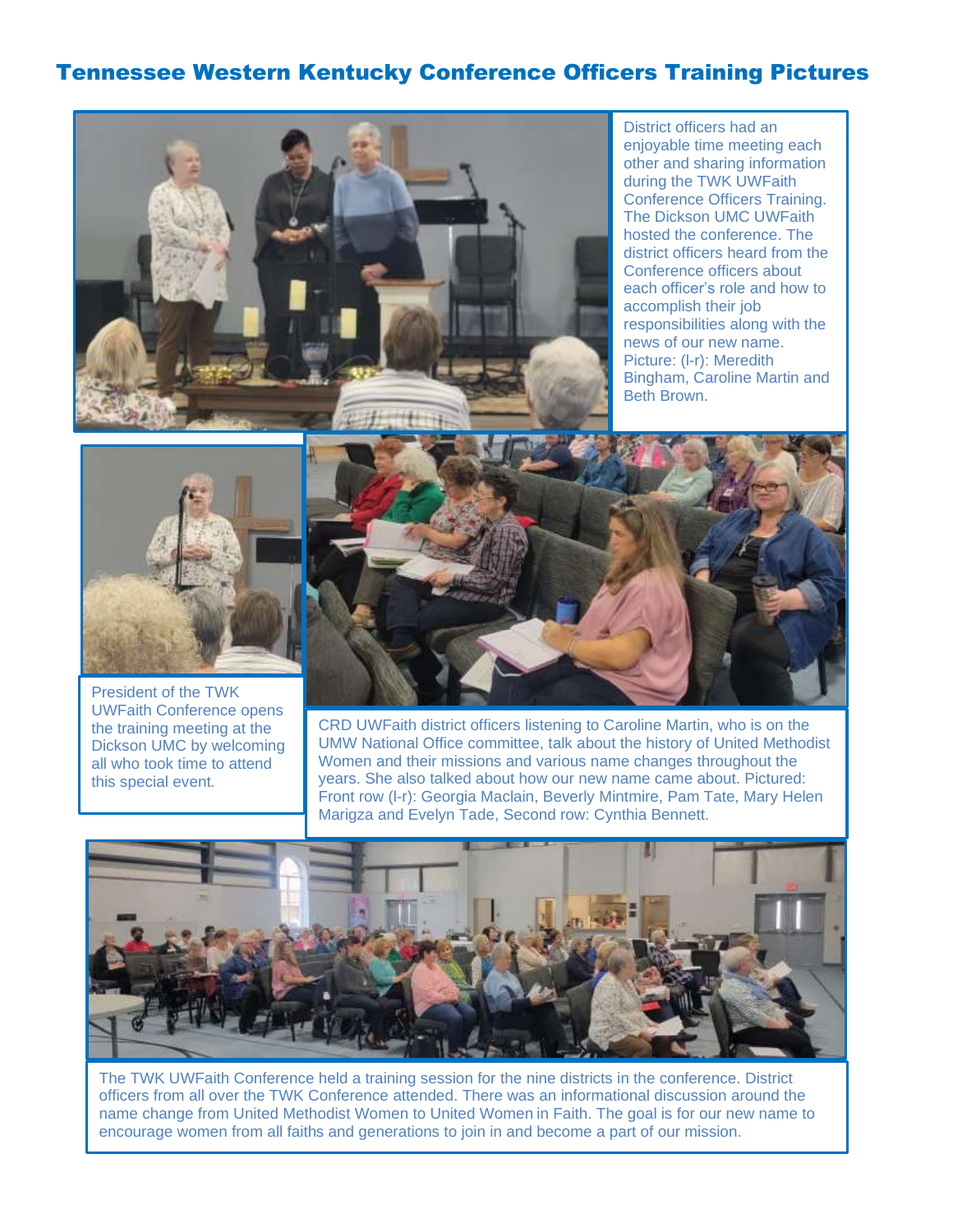# Tennessee Western Kentucky Conference Officers Training Pictures

District officers had an enjoyable time meeting each other and sharing information during the TWK UWFaith Conference Officers Training. The Dickson UMC UWFaith hosted the conference. The district officers heard from the Conference officers about each officer's role and how to accomplish their job responsibilities along with the news of our new name. Picture: (l-r): Meredith Bingham, Caroline Martin and Beth Brown.

President of the TWK UWFaith Conference opens the training meeting at the Dickson UMC by welcoming all who took time to attend this special event.

CRD UWFaith district officers listening to Caroline Martin, who is on the UMW National Office committee, talk about the history of United Methodist Women and their missions and various name changes throughout the years. She also talked about how our new name came about. Pictured: Front row (l-r): Georgia Maclain, Beverly Mintmire, Pam Tate, Mary Helen Marigza and Evelyn Tade, Second row: Cynthia Bennett.

The TWK UWFaith Conference held a training session for the nine districts in the conference. District officers from all over the TWK Conference attended. There was an informational discussion around the name change from United Methodist Women to United Women in Faith. The goal is for our new name to encourage women from all faiths and generations to join in and become a part of our mission.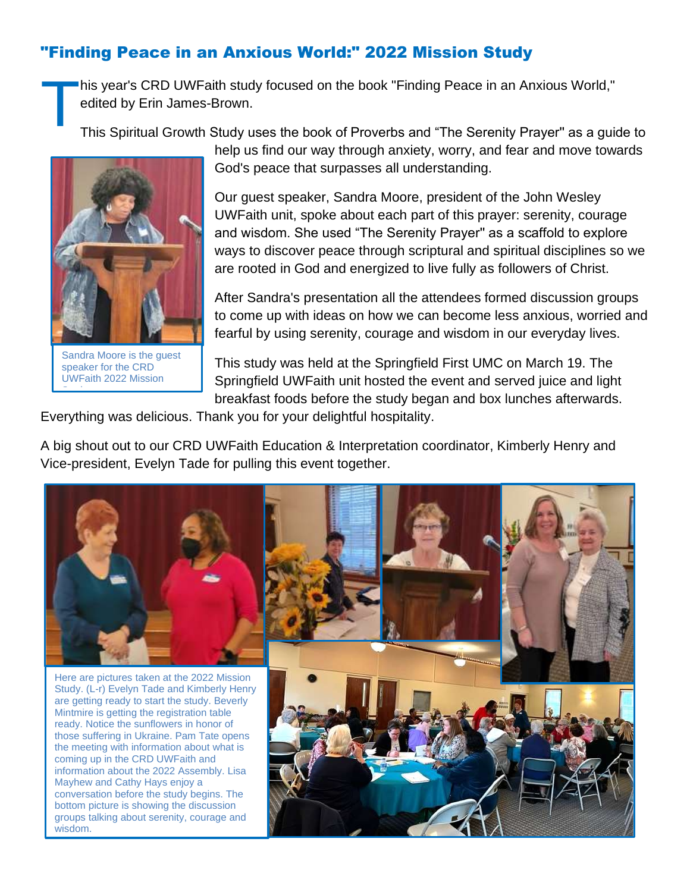## "Finding Peace in an Anxious World:" 2022 Mission Study

This year's CRD UWFaith study focused on the book "Finding Peace in an Anxious World," edited by Erin James-Brown.

This Spiritual Growth Study uses the book of Proverbs and "The Serenity Prayer" as a guide to help us find our way through anxiety, worry, and fear and move towards God's peace that surpasses all understanding.

Sandra Moore is the guest speaker for the CRD UWFaith 2022 Mission Study.

Our guest speaker, Sandra Moore, president of the John Wesley UWFaith unit, spoke about each part of this prayer: serenity, courage and wisdom. She used "The Serenity Prayer" as a scaffold to explore ways to discover peace through scriptural and spiritual disciplines so we are rooted in God and energized to live fully as followers of Christ.

After Sandra's presentation all the attendees formed discussion groups to come up with ideas on how we can become less anxious, worried and fearful by using serenity, courage and wisdom in our everyday lives.

This study was held at the Springfield First UMC on March 19. The Springfield UWFaith unit hosted the event and served juice and light breakfast foods before the study began and box lunches afterwards. Everything was delicious. Thank you for your delightful hospitality.

A big shout out to our CRD UWFaith Education & Interpretation coordinator, Kimberly Henry and Vice-president, Evelyn Tade for pulling this event together.

Here are pictures taken at the 2022 Mission Study. (L-r) Evelyn Tade and Kimberly Henry are getting ready to start the study. Beverly Mintmire is getting the registration table ready. Notice the sunflowers in honor of those suffering in Ukraine. Pam Tate opens the meeting with information about what is coming up in the CRD UWFaith and information about the 2022 Assembly. Lisa Mayhew and Cathy Hays enjoy a conversation before the study begins. The bottom picture is showing the discussion groups talking about serenity, courage and wisdom.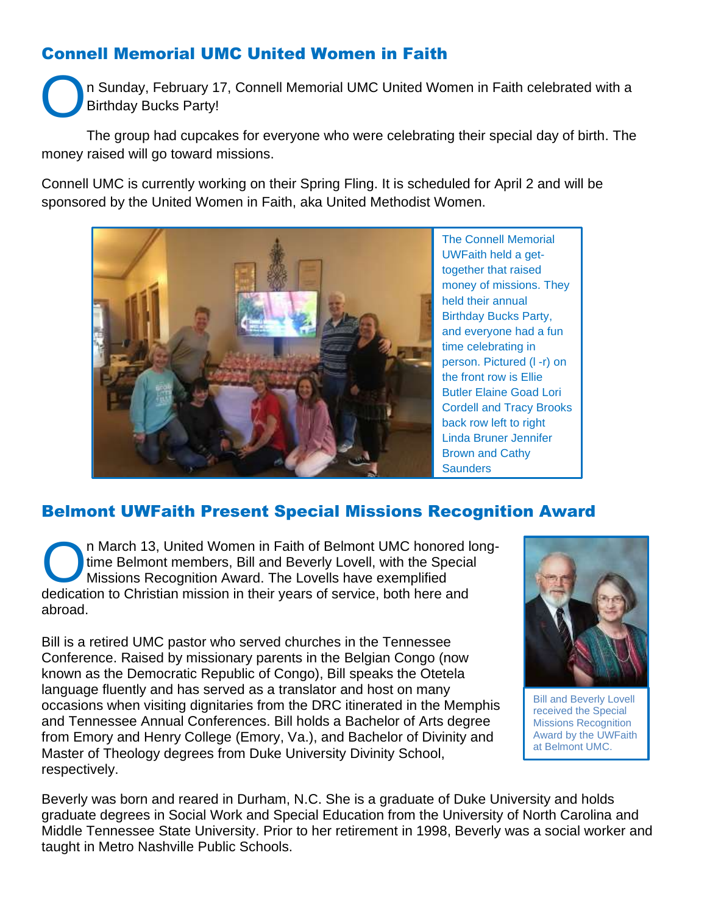## Connell Memorial UMC United Women in Faith

On Sunday, February 17, Connell Memorial UMC United Women in Faith celebrated with a Birthday Bucks Party!

The group had cupcakes for everyone who were celebrating their special day of birth. The money raised will go toward missions.

Connell UMC is currently working on their Spring Fling. It is scheduled for April 2 and will be sponsored by the United Women in Faith, aka United Methodist Women.

The Connell Memorial UWFaith held a get-together that raised money of missions. They held their annual Birthday Bucks Party, and everyone had a fun time celebrating in person. Pictured (l -r) on the front row is Ellie Butler Elaine Goad Lori Cordell and Tracy Brooks back row left to right Linda Bruner Jennifer Brown and Cathy Saunders

## Belmont UWFaith Present Special Missions Recognition Award

On March 13, United Women in Faith of Belmont UMC honored long-time Belmont members, Bill and Beverly Lovell, with the Special Missions Recognition Award. The Lovells have exemplified dedication to Christian mission in their years of service, both here and abroad.

Bill is a retired UMC pastor who served churches in the Tennessee Conference. Raised by missionary parents in the Belgian Congo (now known as the Democratic Republic of Congo), Bill speaks the Otetela language fluently and has served as a translator and host on many occasions when visiting dignitaries from the DRC itinerated in the Memphis and Tennessee Annual Conferences. Bill holds a Bachelor of Arts degree from Emory and Henry College (Emory, Va.), and Bachelor of Divinity and Master of Theology degrees from Duke University Divinity School, respectively.

Bill and Beverly Lovell received the Special Missions Recognition Award by the UWFaith at Belmont UMC.

Beverly was born and reared in Durham, N.C. She is a graduate of Duke University and holds graduate degrees in Social Work and Special Education from the University of North Carolina and Middle Tennessee State University. Prior to her retirement in 1998, Beverly was a social worker and taught in Metro Nashville Public Schools.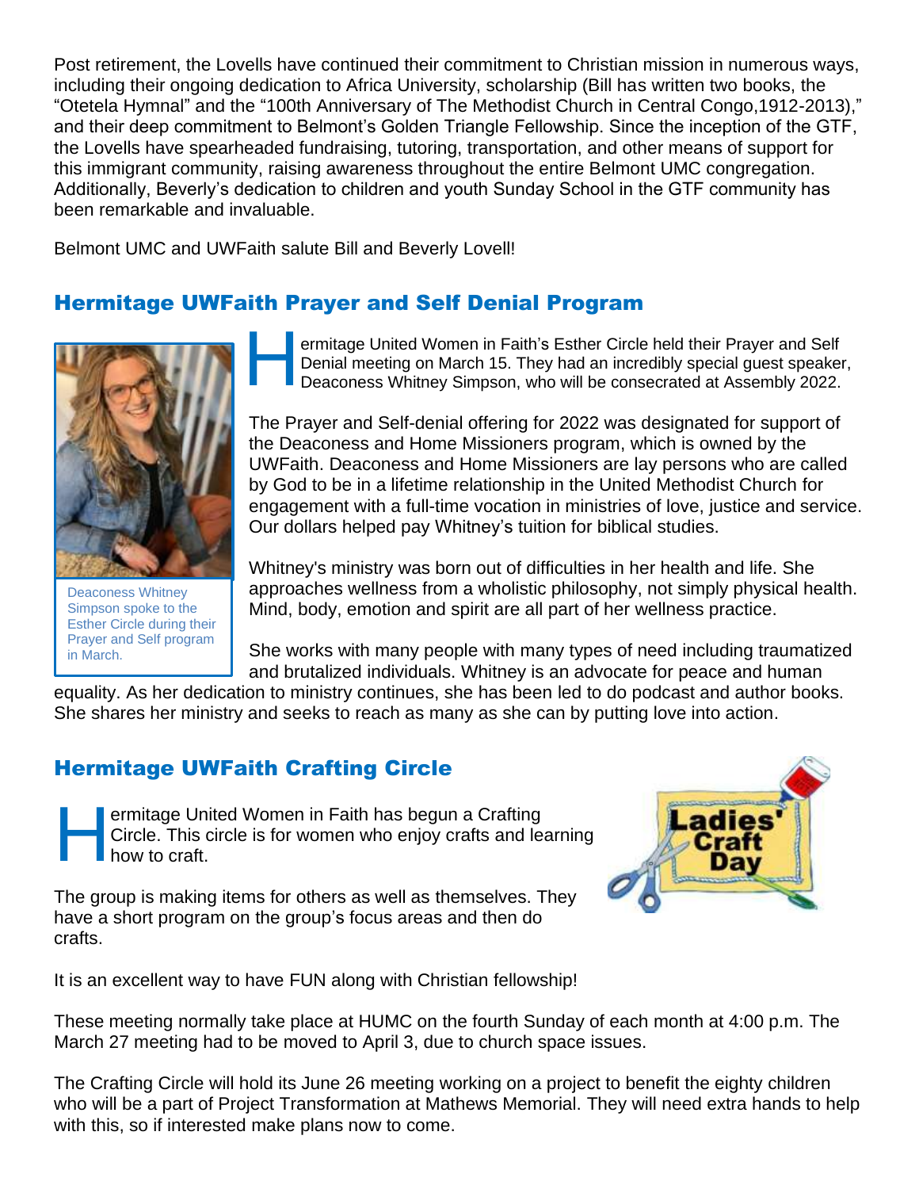Post retirement, the Lovells have continued their commitment to Christian mission in numerous ways, including their ongoing dedication to Africa University, scholarship (Bill has written two books, the "Otetela Hymnal" and the "100th Anniversary of The Methodist Church in Central Congo,1912-2013)," and their deep commitment to Belmont's Golden Triangle Fellowship. Since the inception of the GTF, the Lovells have spearheaded fundraising, tutoring, transportation, and other means of support for this immigrant community, raising awareness throughout the entire Belmont UMC congregation. Additionally, Beverly's dedication to children and youth Sunday School in the GTF community has been remarkable and invaluable.

Belmont UMC and UWFaith salute Bill and Beverly Lovell!

## Hermitage UWFaith Prayer and Self Denial Program

Hermitage United Women in Faith's Esther Circle held their Prayer and Self Denial meeting on March 15. They had an incredibly special guest speaker, Deaconess Whitney Simpson, who will be consecrated at Assembly 2022.

Deaconess Whitney Simpson spoke to the Esther Circle during their Prayer and Self program in March.

The Prayer and Self-denial offering for 2022 was designated for support of the Deaconess and Home Missioners program, which is owned by the UWFaith. Deaconess and Home Missioners are lay persons who are called by God to be in a lifetime relationship in the United Methodist Church for engagement with a full-time vocation in ministries of love, justice and service. Our dollars helped pay Whitney's tuition for biblical studies.

Whitney's ministry was born out of difficulties in her health and life. She approaches wellness from a wholistic philosophy, not simply physical health. Mind, body, emotion and spirit are all part of her wellness practice.

She works with many people with many types of need including traumatized and brutalized individuals. Whitney is an advocate for peace and human equality. As her dedication to ministry continues, she has been led to do podcast and author books. She shares her ministry and seeks to reach as many as she can by putting love into action.

## Hermitage UWFaith Crafting Circle

Hermitage United Women in Faith has begun a Crafting Circle. This circle is for women who enjoy crafts and learning how to craft.

The group is making items for others as well as themselves. They have a short program on the group's focus areas and then do crafts.

It is an excellent way to have FUN along with Christian fellowship!

These meeting normally take place at HUMC on the fourth Sunday of each month at 4:00 p.m. The March 27 meeting had to be moved to April 3, due to church space issues.

The Crafting Circle will hold its June 26 meeting working on a project to benefit the eighty children who will be a part of Project Transformation at Mathews Memorial. They will need extra hands to help with this, so if interested make plans now to come.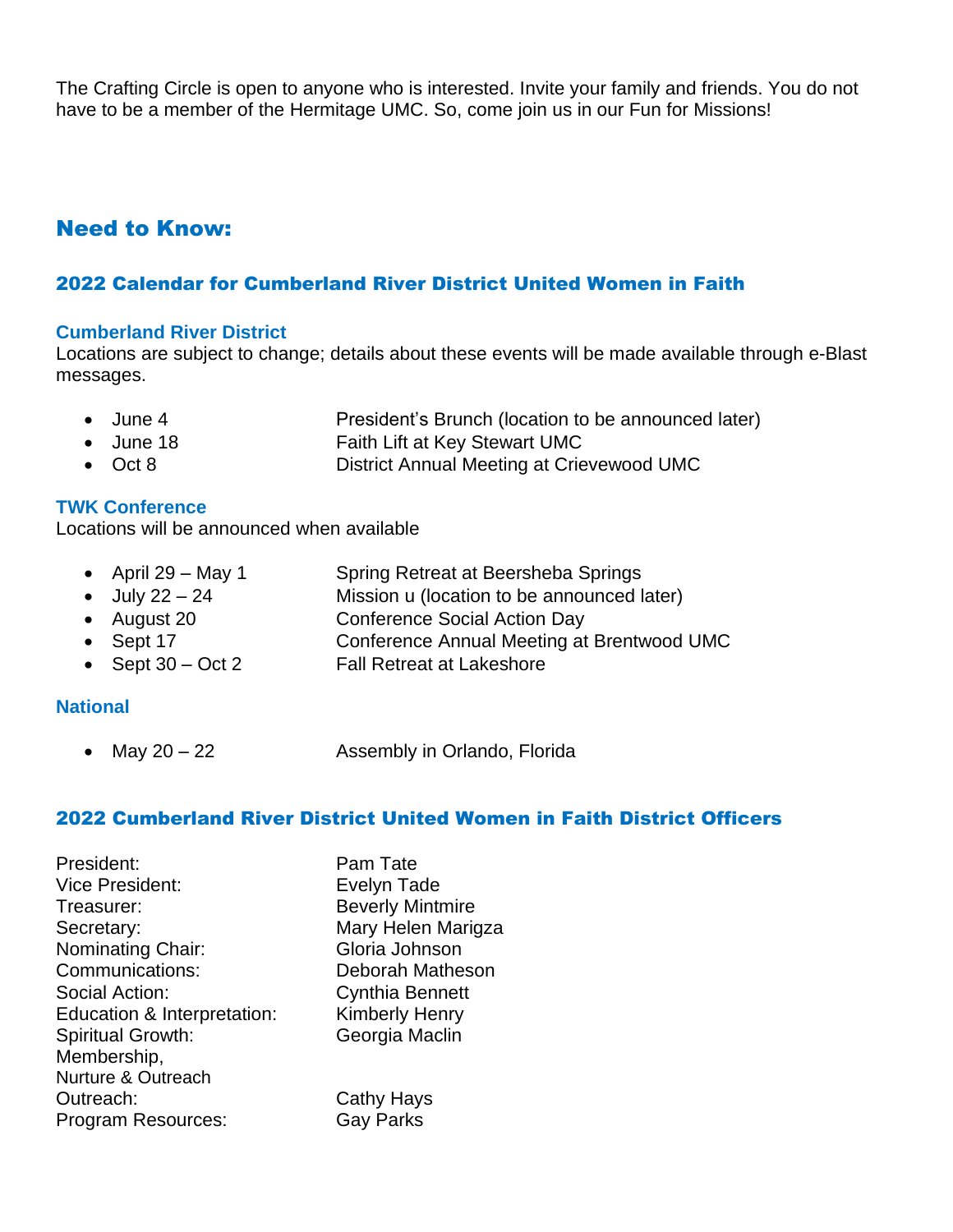The Crafting Circle is open to anyone who is interested. Invite your family and friends. You do not have to be a member of the Hermitage UMC. So, come join us in our Fun for Missions!

## Need to Know:

### 2022 Calendar for Cumberland River District United Women in Faith

#### Cumberland River District

Locations are subject to change; details about these events will be made available through e-Blast messages.

- June 4 President's Brunch (location to be announced later)
- June 18 Faith Lift at Key Stewart UMC
- Oct 8 District Annual Meeting at Crievewood UMC

#### TWK Conference

Locations will be announced when available

- April 29 – May 1 Spring Retreat at Beersheba Springs
- July 22 – 24 Mission u (location to be announced later)
- August 20 Conference Social Action Day
- Sept 17 Conference Annual Meeting at Brentwood UMC
- Sept 30 – Oct 2 Fall Retreat at Lakeshore

#### National

- May 20 – 22 Assembly in Orlando, Florida

### 2022 Cumberland River District United Women in Faith District Officers

| | |
|---|---|
| President: | Pam Tate |
| Vice President: | Evelyn Tade |
| Treasurer: | Beverly Mintmire |
| Secretary: | Mary Helen Marigza |
| Nominating Chair: | Gloria Johnson |
| Communications: | Deborah Matheson |
| Social Action: | Cynthia Bennett |
| Education & Interpretation: | Kimberly Henry |
| Spiritual Growth: | Georgia Maclin |
| Membership, Nurture & Outreach | |
| Outreach: | Cathy Hays |
| Program Resources: | Gay Parks |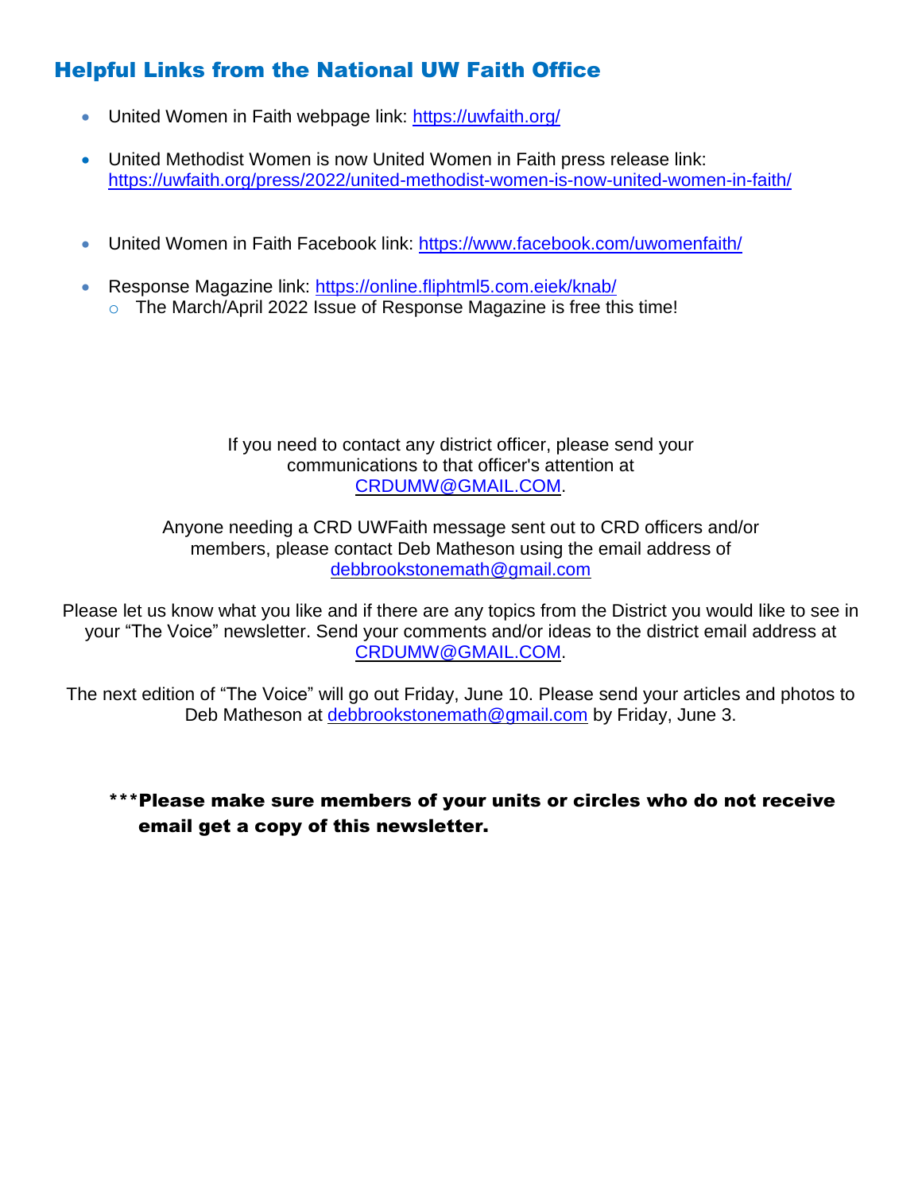## Helpful Links from the National UW Faith Office

- United Women in Faith webpage link: https://uwfaith.org/
- United Methodist Women is now United Women in Faith press release link: https://uwfaith.org/press/2022/united-methodist-women-is-now-united-women-in-faith/
- United Women in Faith Facebook link: https://www.facebook.com/uwomenfaith/
- Response Magazine link: https://online.fliphtml5.com.eiek/knab/
  - The March/April 2022 Issue of Response Magazine is free this time!

If you need to contact any district officer, please send your communications to that officer's attention at CRDUMW@GMAIL.COM.

Anyone needing a CRD UWFaith message sent out to CRD officers and/or members, please contact Deb Matheson using the email address of debbrookstonemath@gmail.com

Please let us know what you like and if there are any topics from the District you would like to see in your "The Voice" newsletter. Send your comments and/or ideas to the district email address at CRDUMW@GMAIL.COM.

The next edition of "The Voice" will go out Friday, June 10. Please send your articles and photos to Deb Matheson at debbrookstonemath@gmail.com by Friday, June 3.

**\*\*\*Please make sure members of your units or circles who do not receive email get a copy of this newsletter.**